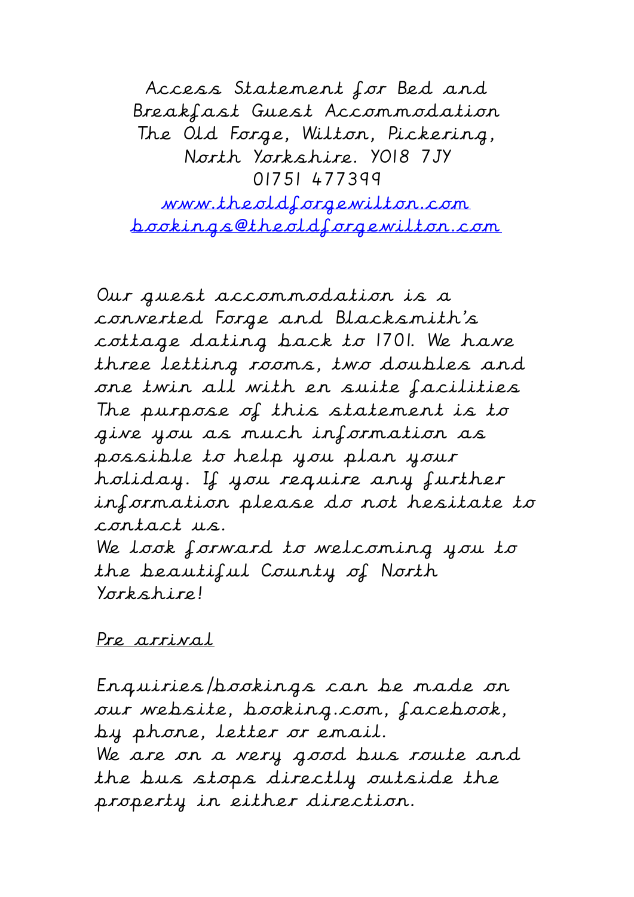# Access Statement for Bed and Breakfast Guest Accommodation
The Old Forge, Wilton, Pickering, North Yorkshire. YO18 7JY
01751 477399
[www.theoldforgewilton.com](http://www.theoldforgewilton.com)
[bookings@theoldforgewilton.com](mailto:bookings@theoldforgewilton.com)

Our guest accommodation is a converted Forge and Blacksmith's cottage dating back to 1701. We have three letting rooms, two doubles and one twin all with en suite facilities The purpose of this statement is to give you as much information as possible to help you plan your holiday. If you require any further information please do not hesitate to contact us.
We look forward to welcoming you to the beautiful County of North Yorkshire!

## Pre arrival

Enquiries/bookings can be made on our website, booking.com, facebook, by phone, letter or email.
We are on a very good bus route and the bus stops directly outside the property in either direction.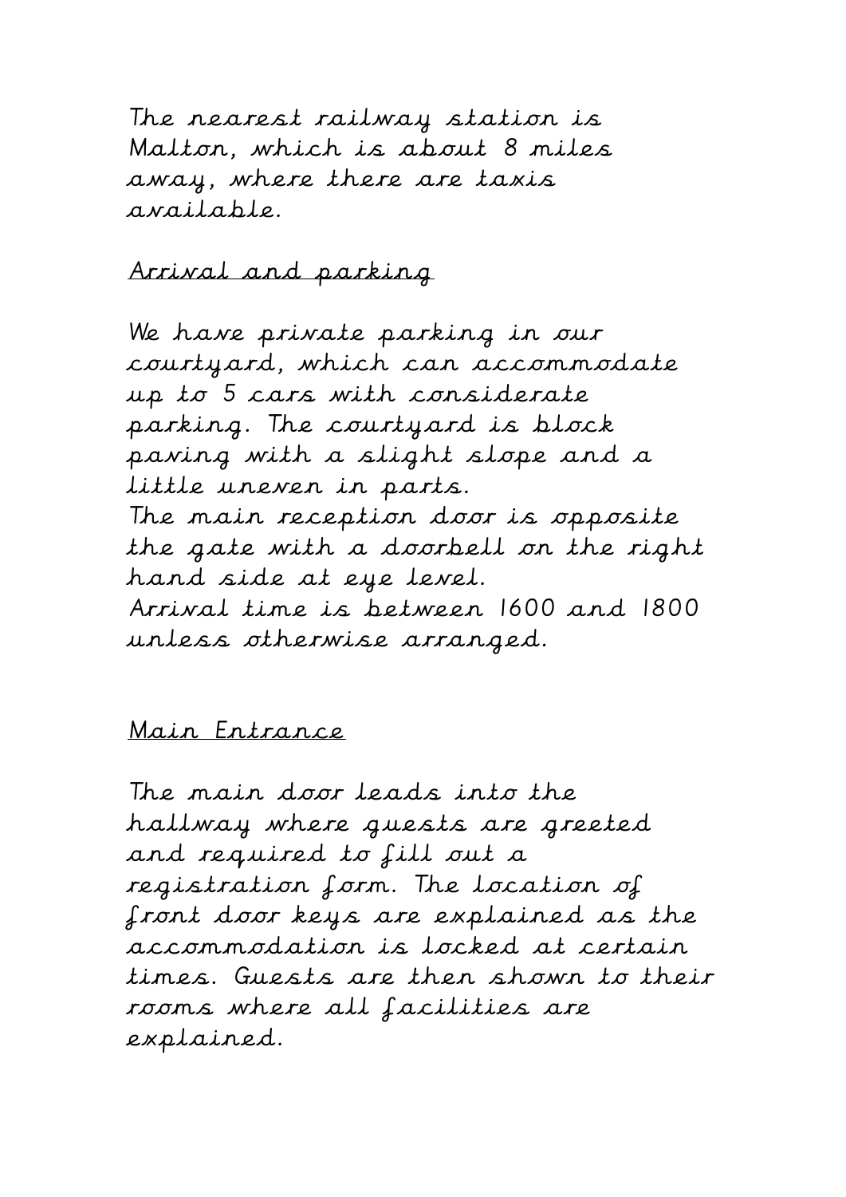The nearest railway station is Malton, which is about 8 miles away, where there are taxis available.

## Arrival and parking

We have private parking in our courtyard, which can accommodate up to 5 cars with considerate parking. The courtyard is block paving with a slight slope and a little uneven in parts.
The main reception door is opposite the gate with a doorbell on the right hand side at eye level.
Arrival time is between 1600 and 1800 unless otherwise arranged.

## Main Entrance

The main door leads into the hallway where guests are greeted and required to fill out a registration form. The location of front door keys are explained as the accommodation is locked at certain times. Guests are then shown to their rooms where all facilities are explained.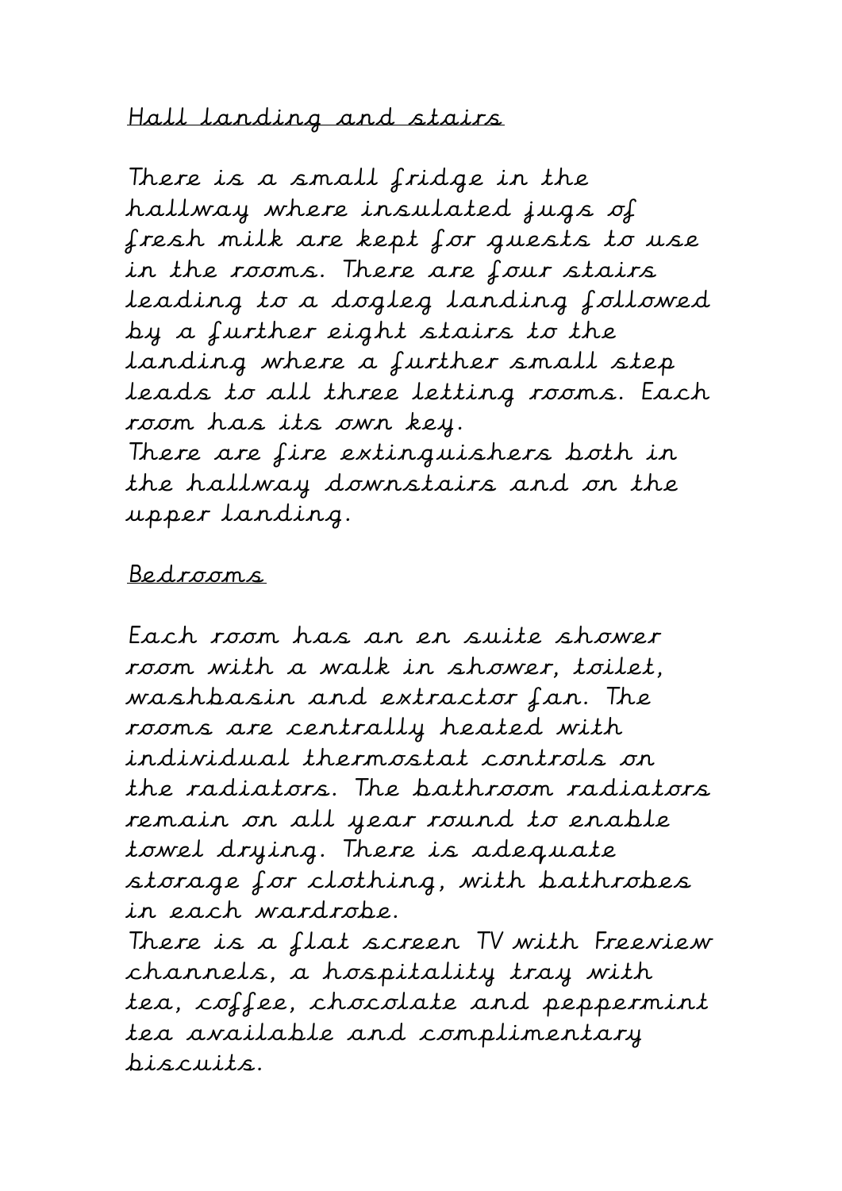## Hall landing and stairs

There is a small fridge in the hallway where insulated jugs of fresh milk are kept for guests to use in the rooms. There are four stairs leading to a dogleg landing followed by a further eight stairs to the landing where a further small step leads to all three letting rooms. Each room has its own key.
There are fire extinguishers both in the hallway downstairs and on the upper landing.

## Bedrooms

Each room has an en suite shower room with a walk in shower, toilet, washbasin and extractor fan. The rooms are centrally heated with individual thermostat controls on the radiators. The bathroom radiators remain on all year round to enable towel drying. There is adequate storage for clothing, with bathrobes in each wardrobe.
There is a flat screen TV with Freeview channels, a hospitality tray with tea, coffee, chocolate and peppermint tea available and complimentary biscuits.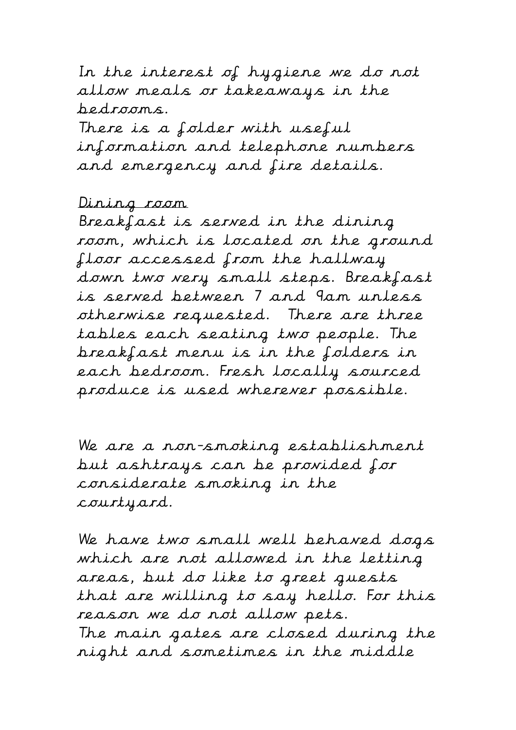In the interest of hygiene we do not allow meals or takeaways in the bedrooms.

There is a folder with useful information and telephone numbers and emergency and fire details.

Dining room

Breakfast is served in the dining room, which is located on the ground floor accessed from the hallway down two very small steps. Breakfast is served between 7 and 9am unless otherwise requested. There are three tables each seating two people. The breakfast menu is in the folders in each bedroom. Fresh locally sourced produce is used wherever possible.

We are a non-smoking establishment but ashtrays can be provided for considerate smoking in the courtyard.

We have two small well behaved dogs which are not allowed in the letting areas, but do like to greet guests that are willing to say hello. For this reason we do not allow pets.

The main gates are closed during the night and sometimes in the middle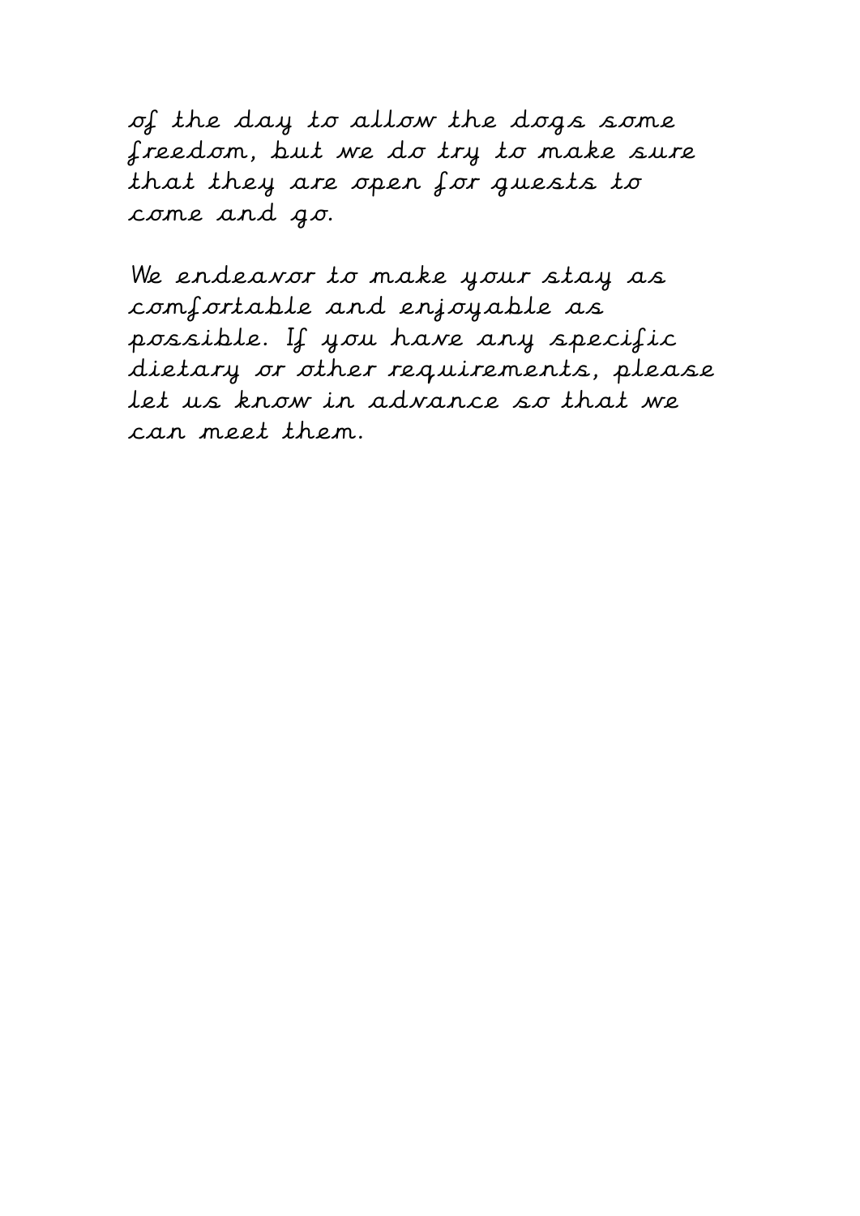of the day to allow the dogs some freedom, but we do try to make sure that they are open for guests to come and go.

We endeavor to make your stay as comfortable and enjoyable as possible. If you have any specific dietary or other requirements, please let us know in advance so that we can meet them.